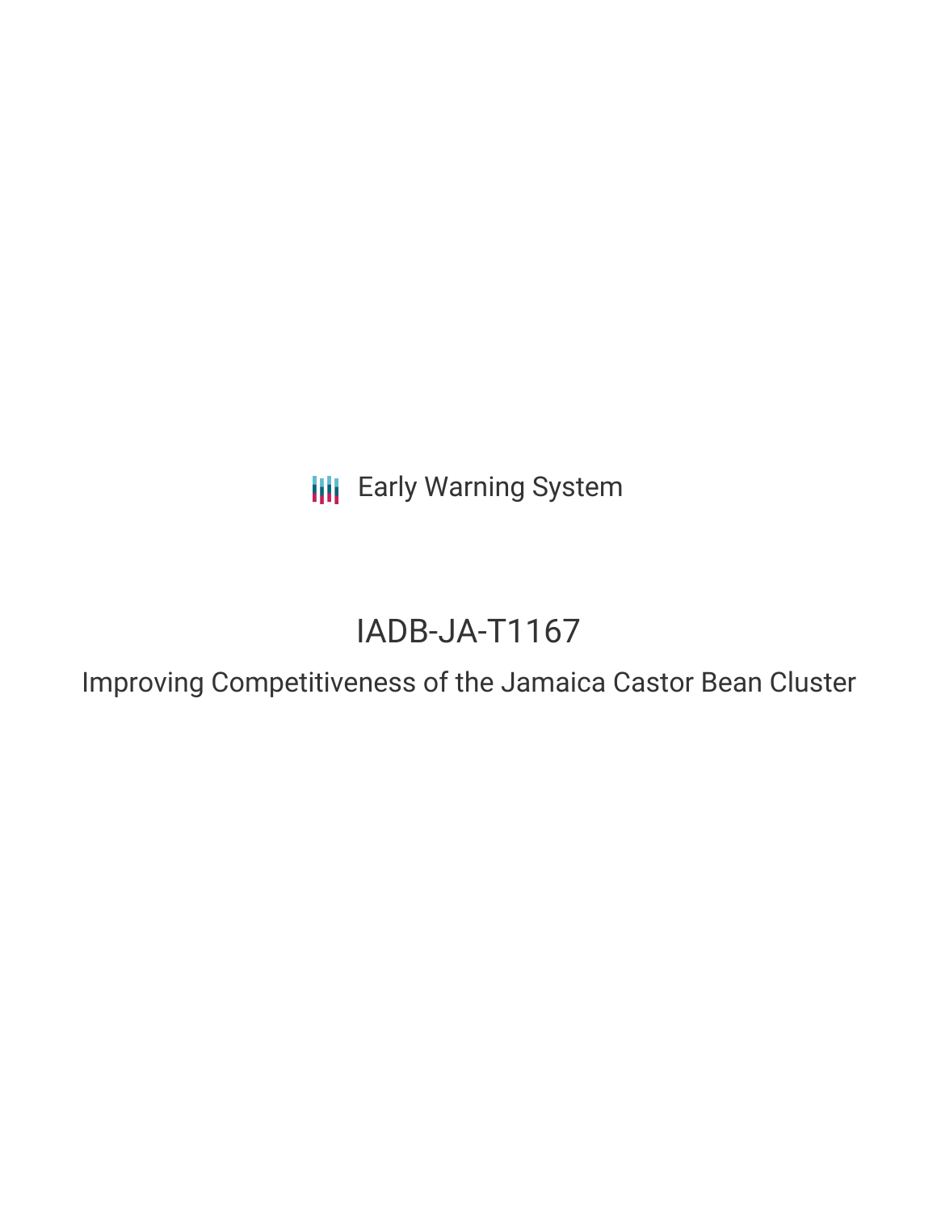Early Warning System

# IADB-JA-T1167

## Improving Competitiveness of the Jamaica Castor Bean Cluster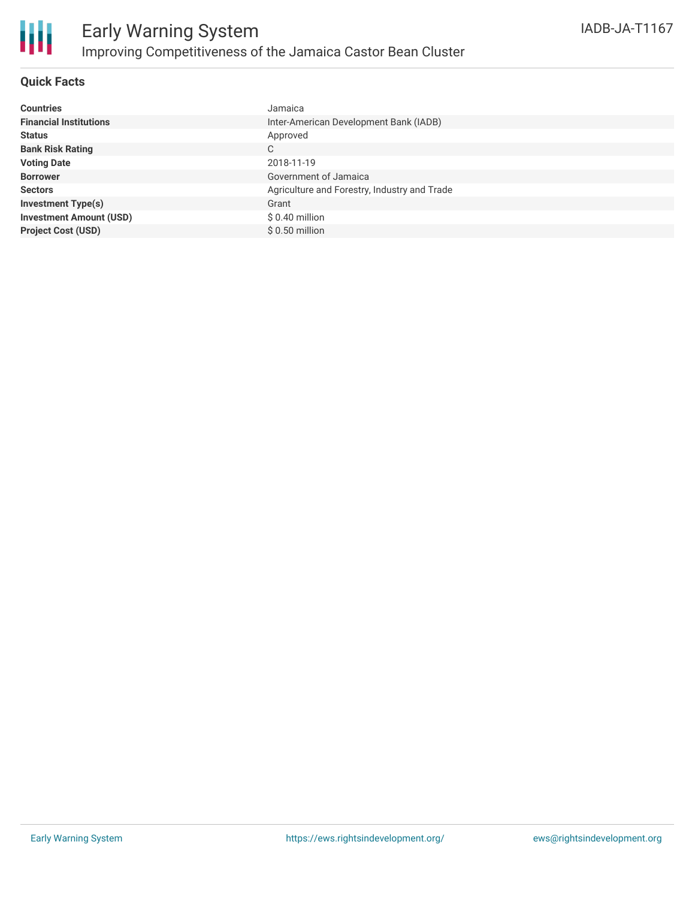# Early Warning System

## Improving Competitiveness of the Jamaica Castor Bean Cluster

IADB-JA-T1167

### Quick Facts

| | |
|---|---|
| **Countries** | Jamaica |
| **Financial Institutions** | Inter-American Development Bank (IADB) |
| **Status** | Approved |
| **Bank Risk Rating** | C |
| **Voting Date** | 2018-11-19 |
| **Borrower** | Government of Jamaica |
| **Sectors** | Agriculture and Forestry, Industry and Trade |
| **Investment Type(s)** | Grant |
| **Investment Amount (USD)** | $ 0.40 million |
| **Project Cost (USD)** | $ 0.50 million |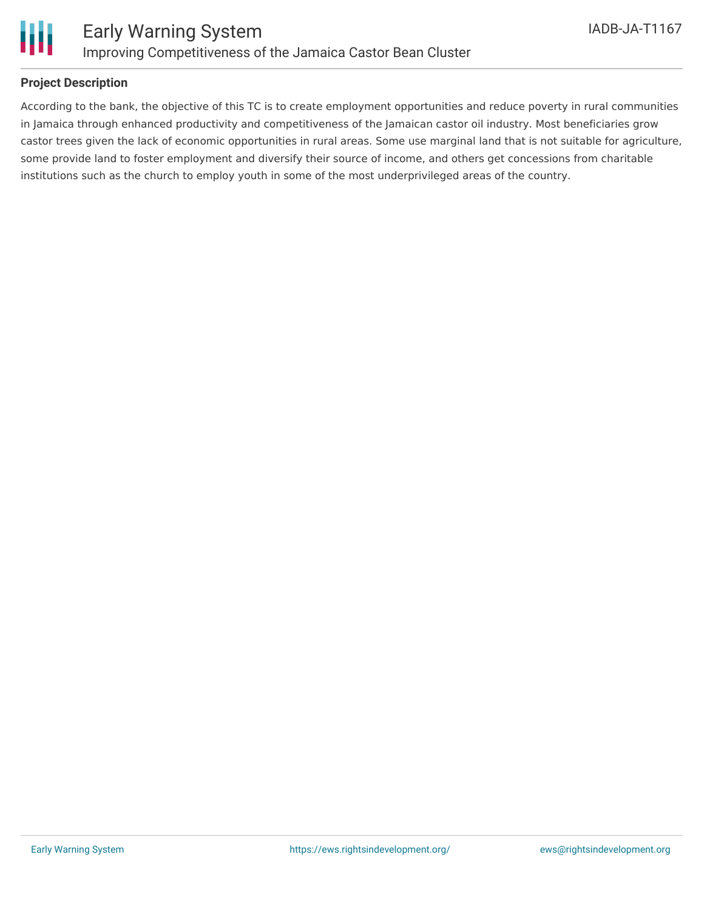## Project Description

According to the bank, the objective of this TC is to create employment opportunities and reduce poverty in rural communities in Jamaica through enhanced productivity and competitiveness of the Jamaican castor oil industry. Most beneficiaries grow castor trees given the lack of economic opportunities in rural areas. Some use marginal land that is not suitable for agriculture, some provide land to foster employment and diversify their source of income, and others get concessions from charitable institutions such as the church to employ youth in some of the most underprivileged areas of the country.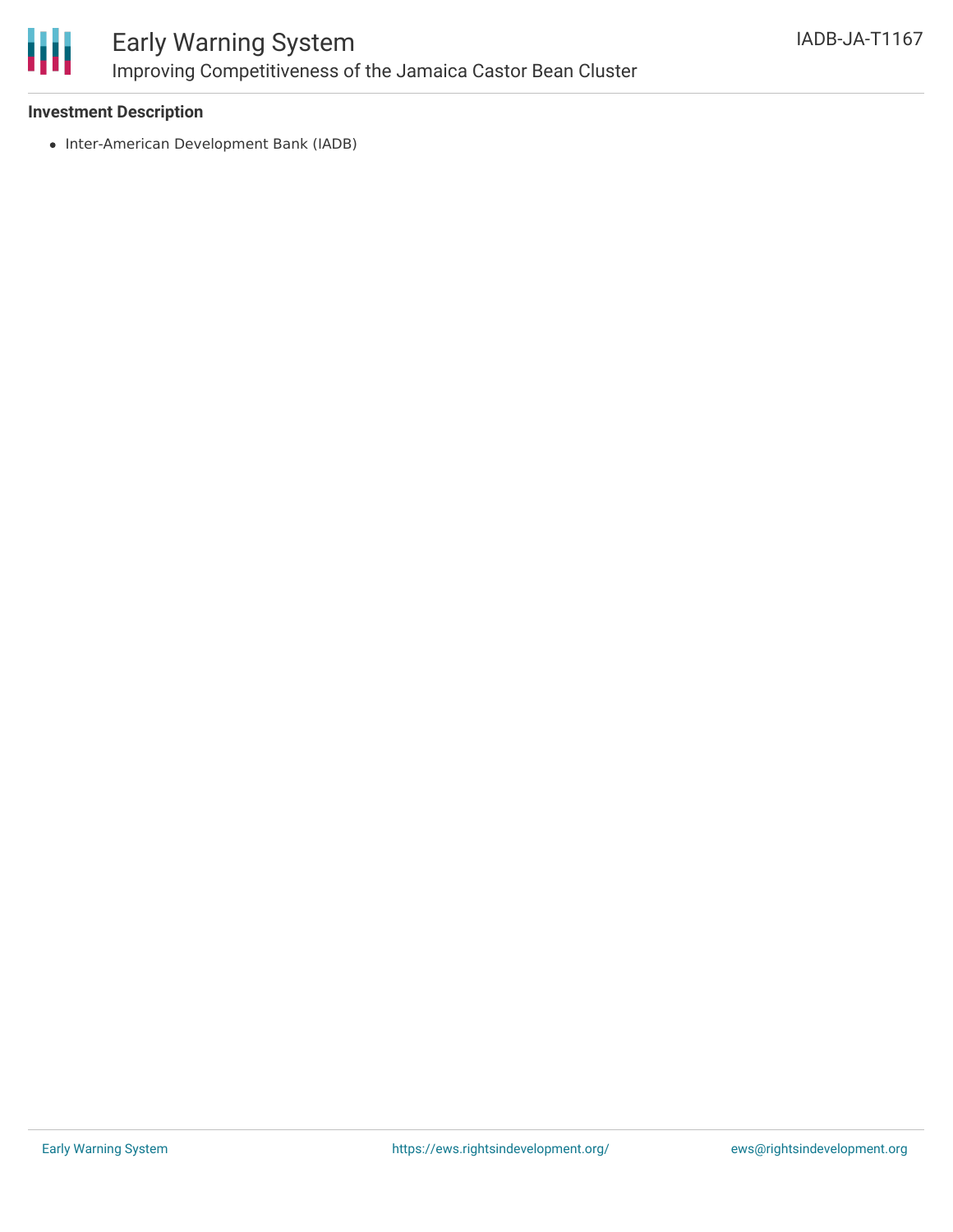**Investment Description**

- Inter-American Development Bank (IADB)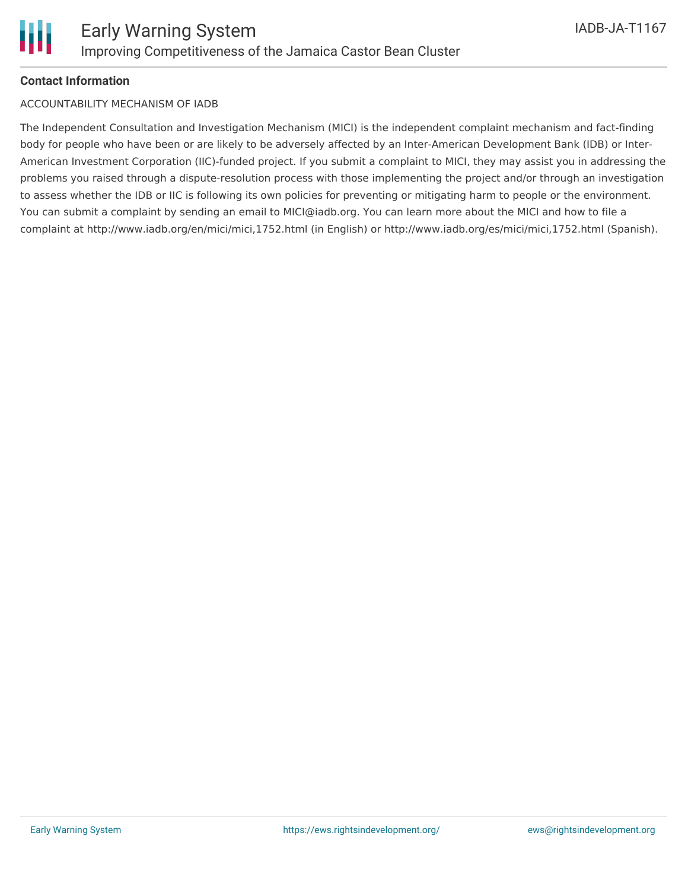**Contact Information**

ACCOUNTABILITY MECHANISM OF IADB

The Independent Consultation and Investigation Mechanism (MICI) is the independent complaint mechanism and fact-finding body for people who have been or are likely to be adversely affected by an Inter-American Development Bank (IDB) or Inter-American Investment Corporation (IIC)-funded project. If you submit a complaint to MICI, they may assist you in addressing the problems you raised through a dispute-resolution process with those implementing the project and/or through an investigation to assess whether the IDB or IIC is following its own policies for preventing or mitigating harm to people or the environment. You can submit a complaint by sending an email to MICI@iadb.org. You can learn more about the MICI and how to file a complaint at http://www.iadb.org/en/mici/mici,1752.html (in English) or http://www.iadb.org/es/mici/mici,1752.html (Spanish).